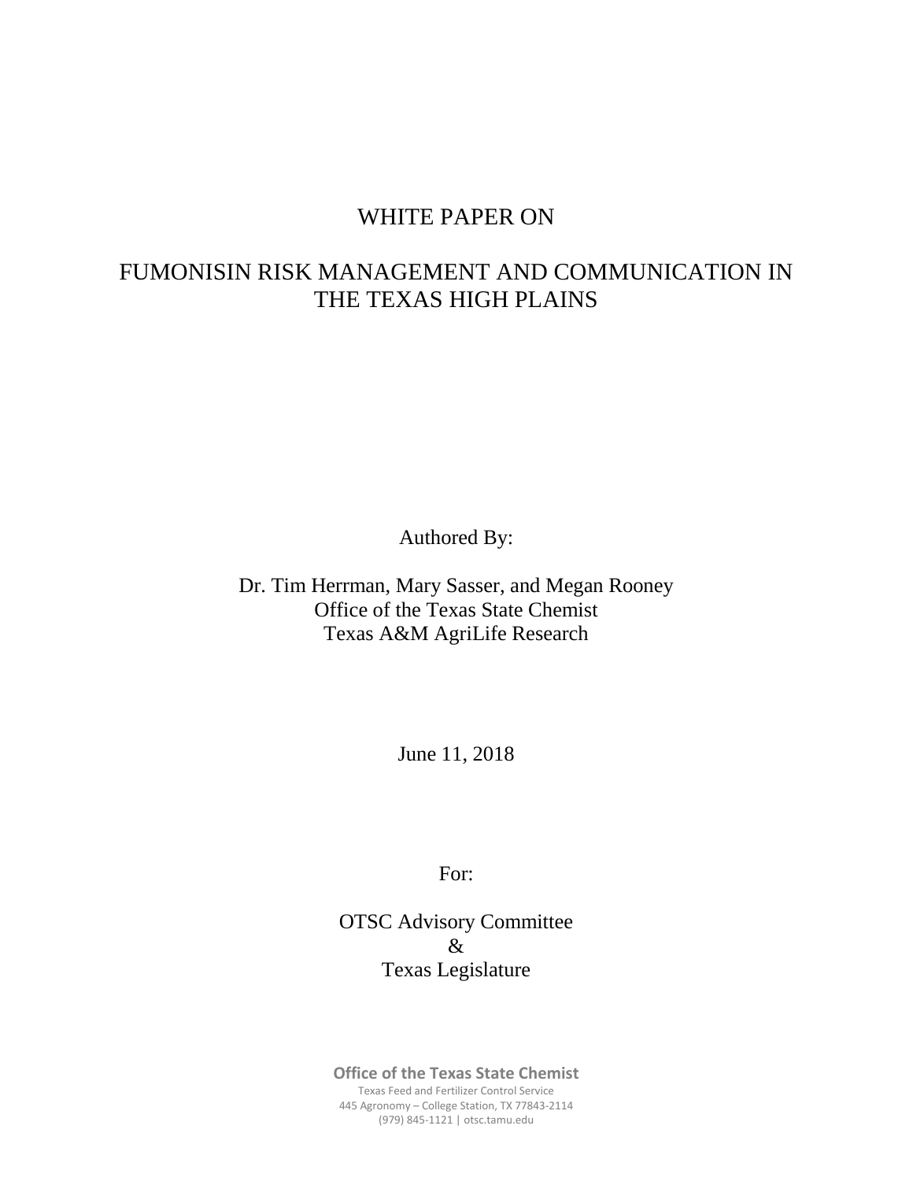# WHITE PAPER ON

# FUMONISIN RISK MANAGEMENT AND COMMUNICATION IN THE TEXAS HIGH PLAINS

Authored By:

Dr. Tim Herrman, Mary Sasser, and Megan Rooney
Office of the Texas State Chemist
Texas A&M AgriLife Research

June 11, 2018

For:

OTSC Advisory Committee
&
Texas Legislature

**Office of the Texas State Chemist**
Texas Feed and Fertilizer Control Service
445 Agronomy – College Station, TX 77843-2114
(979) 845-1121 | otsc.tamu.edu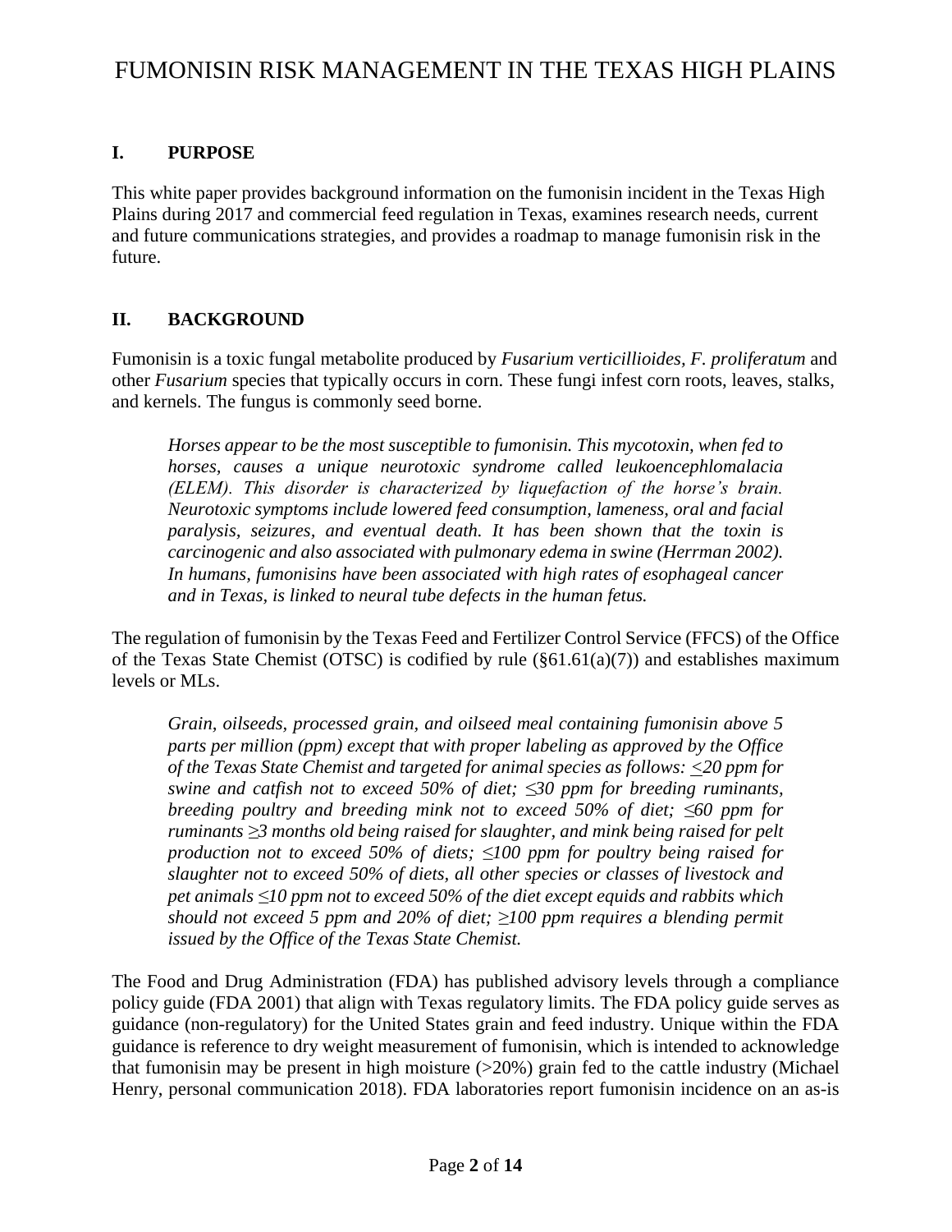## I. PURPOSE

This white paper provides background information on the fumonisin incident in the Texas High Plains during 2017 and commercial feed regulation in Texas, examines research needs, current and future communications strategies, and provides a roadmap to manage fumonisin risk in the future.

## II. BACKGROUND

Fumonisin is a toxic fungal metabolite produced by *Fusarium verticillioides*, *F. proliferatum* and other *Fusarium* species that typically occurs in corn. These fungi infest corn roots, leaves, stalks, and kernels. The fungus is commonly seed borne.

> *Horses appear to be the most susceptible to fumonisin. This mycotoxin, when fed to horses, causes a unique neurotoxic syndrome called leukoencephlomalacia (ELEM). This disorder is characterized by liquefaction of the horse's brain. Neurotoxic symptoms include lowered feed consumption, lameness, oral and facial paralysis, seizures, and eventual death. It has been shown that the toxin is carcinogenic and also associated with pulmonary edema in swine (Herrman 2002). In humans, fumonisins have been associated with high rates of esophageal cancer and in Texas, is linked to neural tube defects in the human fetus.*

The regulation of fumonisin by the Texas Feed and Fertilizer Control Service (FFCS) of the Office of the Texas State Chemist (OTSC) is codified by rule (§61.61(a)(7)) and establishes maximum levels or MLs.

> *Grain, oilseeds, processed grain, and oilseed meal containing fumonisin above 5 parts per million (ppm) except that with proper labeling as approved by the Office of the Texas State Chemist and targeted for animal species as follows: ≤20 ppm for swine and catfish not to exceed 50% of diet; ≤30 ppm for breeding ruminants, breeding poultry and breeding mink not to exceed 50% of diet; ≤60 ppm for ruminants ≥3 months old being raised for slaughter, and mink being raised for pelt production not to exceed 50% of diets; ≤100 ppm for poultry being raised for slaughter not to exceed 50% of diets, all other species or classes of livestock and pet animals ≤10 ppm not to exceed 50% of the diet except equids and rabbits which should not exceed 5 ppm and 20% of diet; ≥100 ppm requires a blending permit issued by the Office of the Texas State Chemist.*

The Food and Drug Administration (FDA) has published advisory levels through a compliance policy guide (FDA 2001) that align with Texas regulatory limits. The FDA policy guide serves as guidance (non-regulatory) for the United States grain and feed industry. Unique within the FDA guidance is reference to dry weight measurement of fumonisin, which is intended to acknowledge that fumonisin may be present in high moisture (>20%) grain fed to the cattle industry (Michael Henry, personal communication 2018). FDA laboratories report fumonisin incidence on an as-is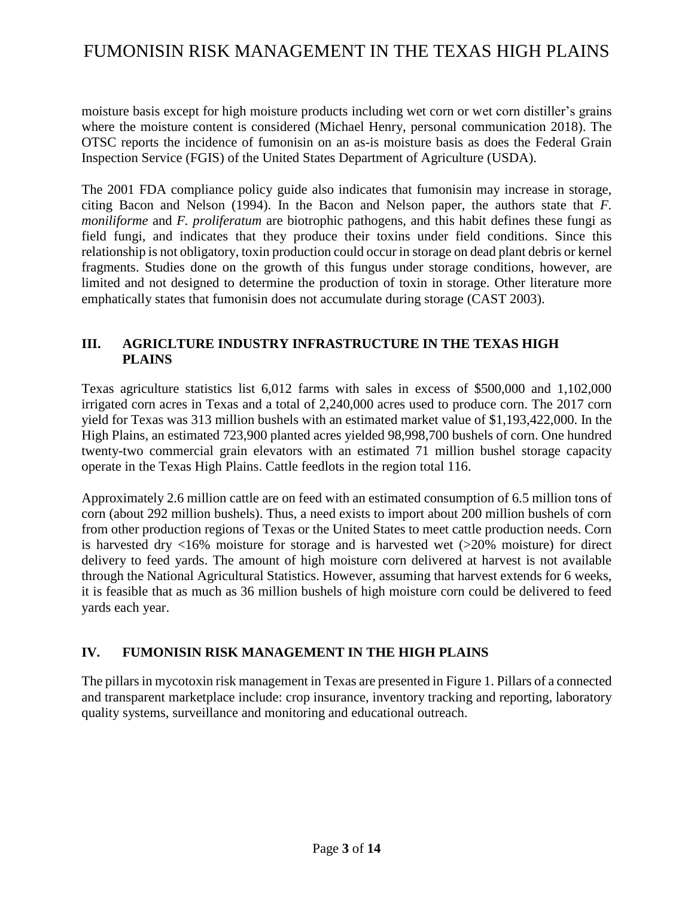moisture basis except for high moisture products including wet corn or wet corn distiller's grains where the moisture content is considered (Michael Henry, personal communication 2018). The OTSC reports the incidence of fumonisin on an as-is moisture basis as does the Federal Grain Inspection Service (FGIS) of the United States Department of Agriculture (USDA).

The 2001 FDA compliance policy guide also indicates that fumonisin may increase in storage, citing Bacon and Nelson (1994). In the Bacon and Nelson paper, the authors state that *F. moniliforme* and *F. proliferatum* are biotrophic pathogens, and this habit defines these fungi as field fungi, and indicates that they produce their toxins under field conditions. Since this relationship is not obligatory, toxin production could occur in storage on dead plant debris or kernel fragments. Studies done on the growth of this fungus under storage conditions, however, are limited and not designed to determine the production of toxin in storage. Other literature more emphatically states that fumonisin does not accumulate during storage (CAST 2003).

## III. AGRICLTURE INDUSTRY INFRASTRUCTURE IN THE TEXAS HIGH PLAINS

Texas agriculture statistics list 6,012 farms with sales in excess of $500,000 and 1,102,000 irrigated corn acres in Texas and a total of 2,240,000 acres used to produce corn. The 2017 corn yield for Texas was 313 million bushels with an estimated market value of $1,193,422,000. In the High Plains, an estimated 723,900 planted acres yielded 98,998,700 bushels of corn. One hundred twenty-two commercial grain elevators with an estimated 71 million bushel storage capacity operate in the Texas High Plains. Cattle feedlots in the region total 116.

Approximately 2.6 million cattle are on feed with an estimated consumption of 6.5 million tons of corn (about 292 million bushels). Thus, a need exists to import about 200 million bushels of corn from other production regions of Texas or the United States to meet cattle production needs. Corn is harvested dry <16% moisture for storage and is harvested wet (>20% moisture) for direct delivery to feed yards. The amount of high moisture corn delivered at harvest is not available through the National Agricultural Statistics. However, assuming that harvest extends for 6 weeks, it is feasible that as much as 36 million bushels of high moisture corn could be delivered to feed yards each year.

## IV. FUMONISIN RISK MANAGEMENT IN THE HIGH PLAINS

The pillars in mycotoxin risk management in Texas are presented in Figure 1. Pillars of a connected and transparent marketplace include: crop insurance, inventory tracking and reporting, laboratory quality systems, surveillance and monitoring and educational outreach.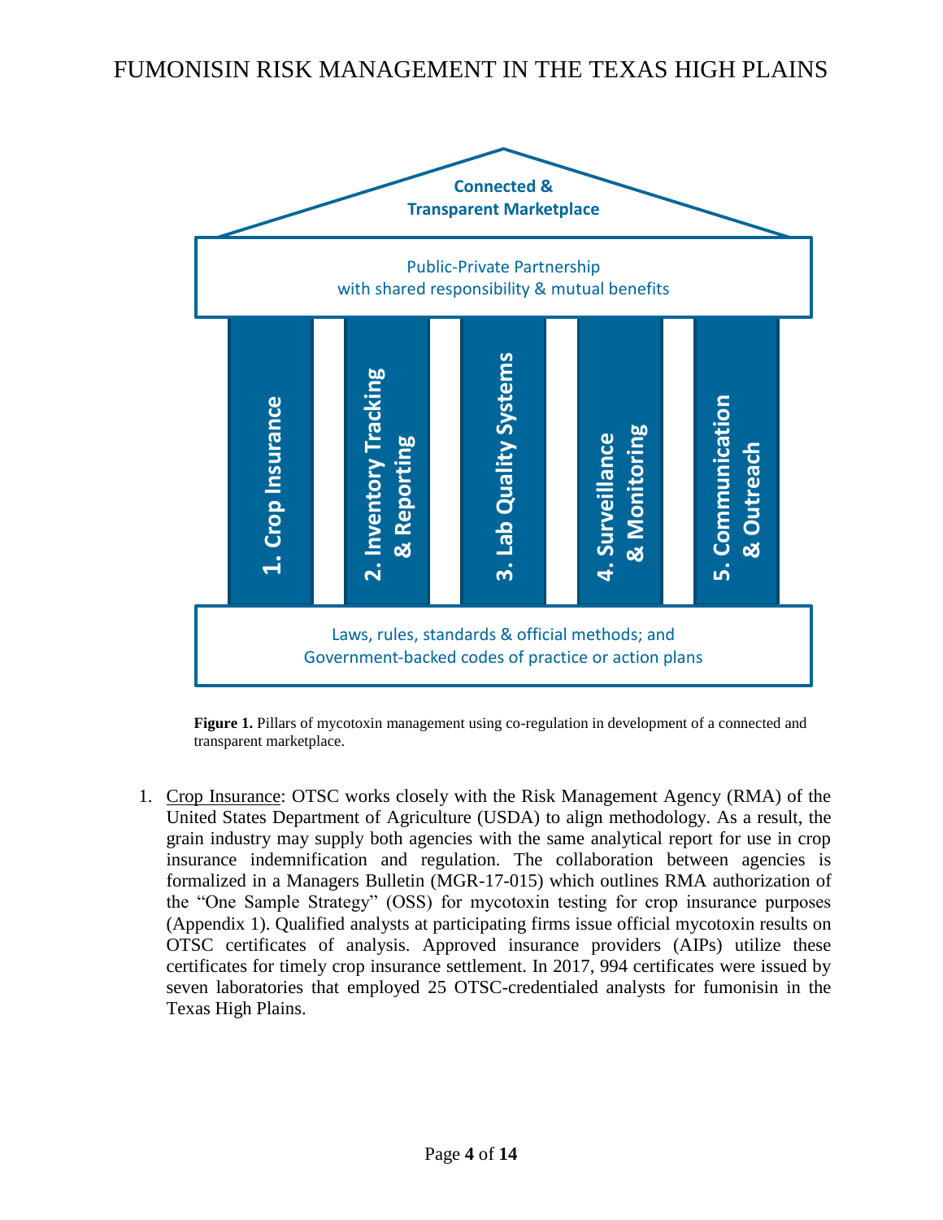Connected & Transparent Marketplace

Public-Private Partnership with shared responsibility & mutual benefits

1. Crop Insurance

2. Inventory Tracking & Reporting

3. Lab Quality Systems

4. Surveillance & Monitoring

5. Communication & Outreach

Laws, rules, standards & official methods; and Government-backed codes of practice or action plans

**Figure 1.** Pillars of mycotoxin management using co-regulation in development of a connected and transparent marketplace.

1. Crop Insurance: OTSC works closely with the Risk Management Agency (RMA) of the United States Department of Agriculture (USDA) to align methodology. As a result, the grain industry may supply both agencies with the same analytical report for use in crop insurance indemnification and regulation. The collaboration between agencies is formalized in a Managers Bulletin (MGR-17-015) which outlines RMA authorization of the "One Sample Strategy" (OSS) for mycotoxin testing for crop insurance purposes (Appendix 1). Qualified analysts at participating firms issue official mycotoxin results on OTSC certificates of analysis. Approved insurance providers (AIPs) utilize these certificates for timely crop insurance settlement. In 2017, 994 certificates were issued by seven laboratories that employed 25 OTSC-credentialed analysts for fumonisin in the Texas High Plains.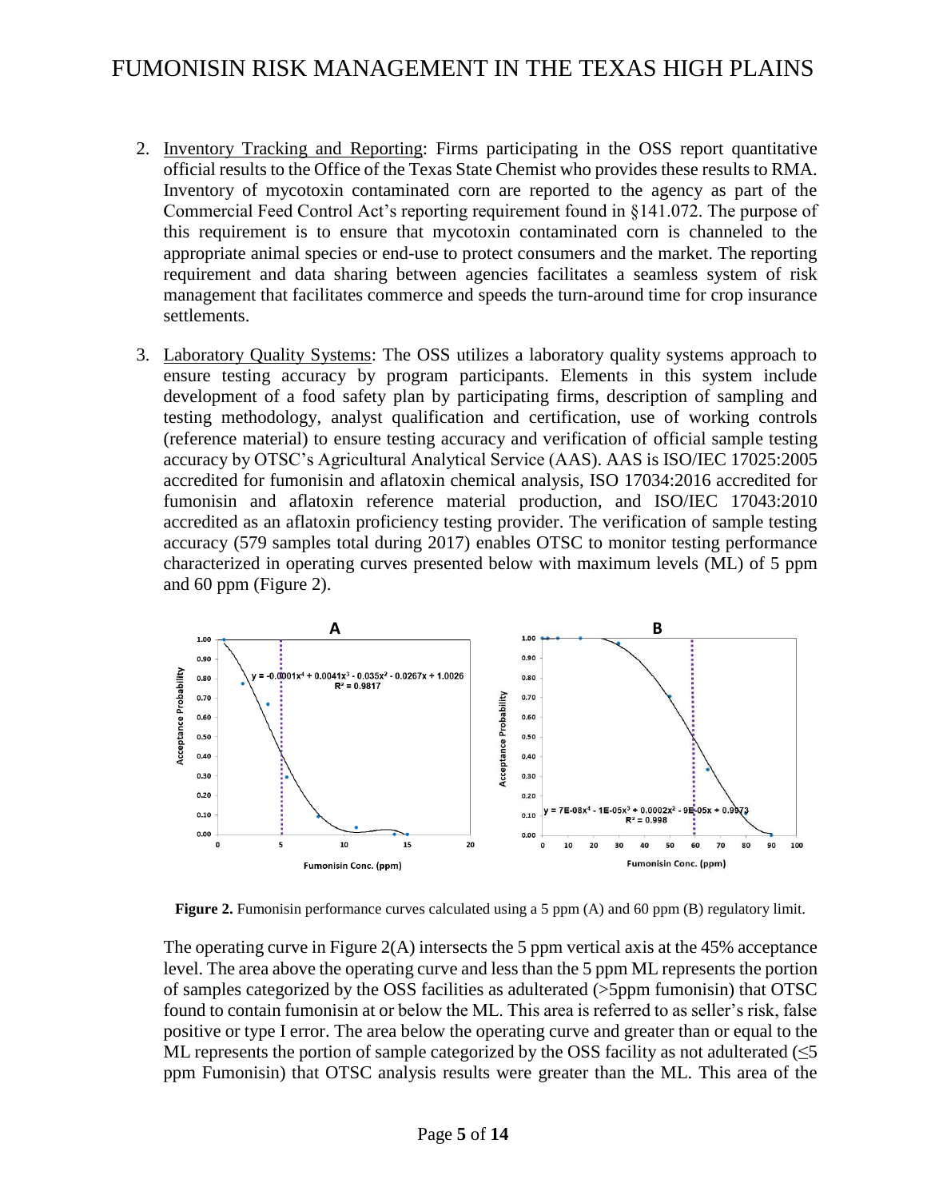2. Inventory Tracking and Reporting: Firms participating in the OSS report quantitative official results to the Office of the Texas State Chemist who provides these results to RMA. Inventory of mycotoxin contaminated corn are reported to the agency as part of the Commercial Feed Control Act's reporting requirement found in §141.072. The purpose of this requirement is to ensure that mycotoxin contaminated corn is channeled to the appropriate animal species or end-use to protect consumers and the market. The reporting requirement and data sharing between agencies facilitates a seamless system of risk management that facilitates commerce and speeds the turn-around time for crop insurance settlements.

3. Laboratory Quality Systems: The OSS utilizes a laboratory quality systems approach to ensure testing accuracy by program participants. Elements in this system include development of a food safety plan by participating firms, description of sampling and testing methodology, analyst qualification and certification, use of working controls (reference material) to ensure testing accuracy and verification of official sample testing accuracy by OTSC's Agricultural Analytical Service (AAS). AAS is ISO/IEC 17025:2005 accredited for fumonisin and aflatoxin chemical analysis, ISO 17034:2016 accredited for fumonisin and aflatoxin reference material production, and ISO/IEC 17043:2010 accredited as an aflatoxin proficiency testing provider. The verification of sample testing accuracy (579 samples total during 2017) enables OTSC to monitor testing performance characterized in operating curves presented below with maximum levels (ML) of 5 ppm and 60 ppm (Figure 2).

**Figure 2.** Fumonisin performance curves calculated using a 5 ppm (A) and 60 ppm (B) regulatory limit.

The operating curve in Figure 2(A) intersects the 5 ppm vertical axis at the 45% acceptance level. The area above the operating curve and less than the 5 ppm ML represents the portion of samples categorized by the OSS facilities as adulterated (>5ppm fumonisin) that OTSC found to contain fumonisin at or below the ML. This area is referred to as seller's risk, false positive or type I error. The area below the operating curve and greater than or equal to the ML represents the portion of sample categorized by the OSS facility as not adulterated (≤5 ppm Fumonisin) that OTSC analysis results were greater than the ML. This area of the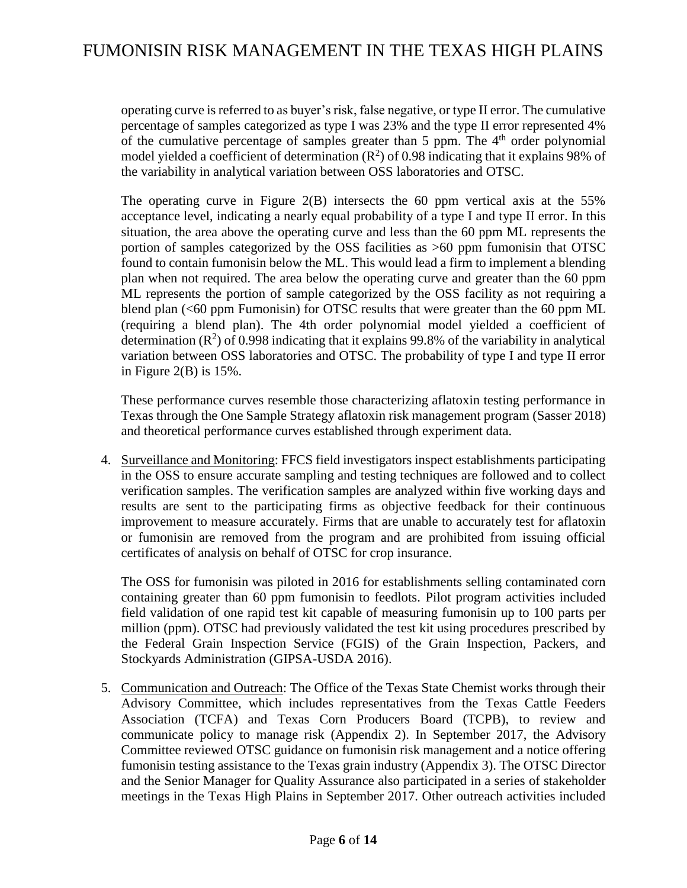operating curve is referred to as buyer's risk, false negative, or type II error. The cumulative percentage of samples categorized as type I was 23% and the type II error represented 4% of the cumulative percentage of samples greater than 5 ppm. The 4th order polynomial model yielded a coefficient of determination ($R^2$) of 0.98 indicating that it explains 98% of the variability in analytical variation between OSS laboratories and OTSC.

The operating curve in Figure 2(B) intersects the 60 ppm vertical axis at the 55% acceptance level, indicating a nearly equal probability of a type I and type II error. In this situation, the area above the operating curve and less than the 60 ppm ML represents the portion of samples categorized by the OSS facilities as >60 ppm fumonisin that OTSC found to contain fumonisin below the ML. This would lead a firm to implement a blending plan when not required. The area below the operating curve and greater than the 60 ppm ML represents the portion of sample categorized by the OSS facility as not requiring a blend plan (<60 ppm Fumonisin) for OTSC results that were greater than the 60 ppm ML (requiring a blend plan). The 4th order polynomial model yielded a coefficient of determination ($R^2$) of 0.998 indicating that it explains 99.8% of the variability in analytical variation between OSS laboratories and OTSC. The probability of type I and type II error in Figure 2(B) is 15%.

These performance curves resemble those characterizing aflatoxin testing performance in Texas through the One Sample Strategy aflatoxin risk management program (Sasser 2018) and theoretical performance curves established through experiment data.

4. Surveillance and Monitoring: FFCS field investigators inspect establishments participating in the OSS to ensure accurate sampling and testing techniques are followed and to collect verification samples. The verification samples are analyzed within five working days and results are sent to the participating firms as objective feedback for their continuous improvement to measure accurately. Firms that are unable to accurately test for aflatoxin or fumonisin are removed from the program and are prohibited from issuing official certificates of analysis on behalf of OTSC for crop insurance.

   The OSS for fumonisin was piloted in 2016 for establishments selling contaminated corn containing greater than 60 ppm fumonisin to feedlots. Pilot program activities included field validation of one rapid test kit capable of measuring fumonisin up to 100 parts per million (ppm). OTSC had previously validated the test kit using procedures prescribed by the Federal Grain Inspection Service (FGIS) of the Grain Inspection, Packers, and Stockyards Administration (GIPSA-USDA 2016).

5. Communication and Outreach: The Office of the Texas State Chemist works through their Advisory Committee, which includes representatives from the Texas Cattle Feeders Association (TCFA) and Texas Corn Producers Board (TCPB), to review and communicate policy to manage risk (Appendix 2). In September 2017, the Advisory Committee reviewed OTSC guidance on fumonisin risk management and a notice offering fumonisin testing assistance to the Texas grain industry (Appendix 3). The OTSC Director and the Senior Manager for Quality Assurance also participated in a series of stakeholder meetings in the Texas High Plains in September 2017. Other outreach activities included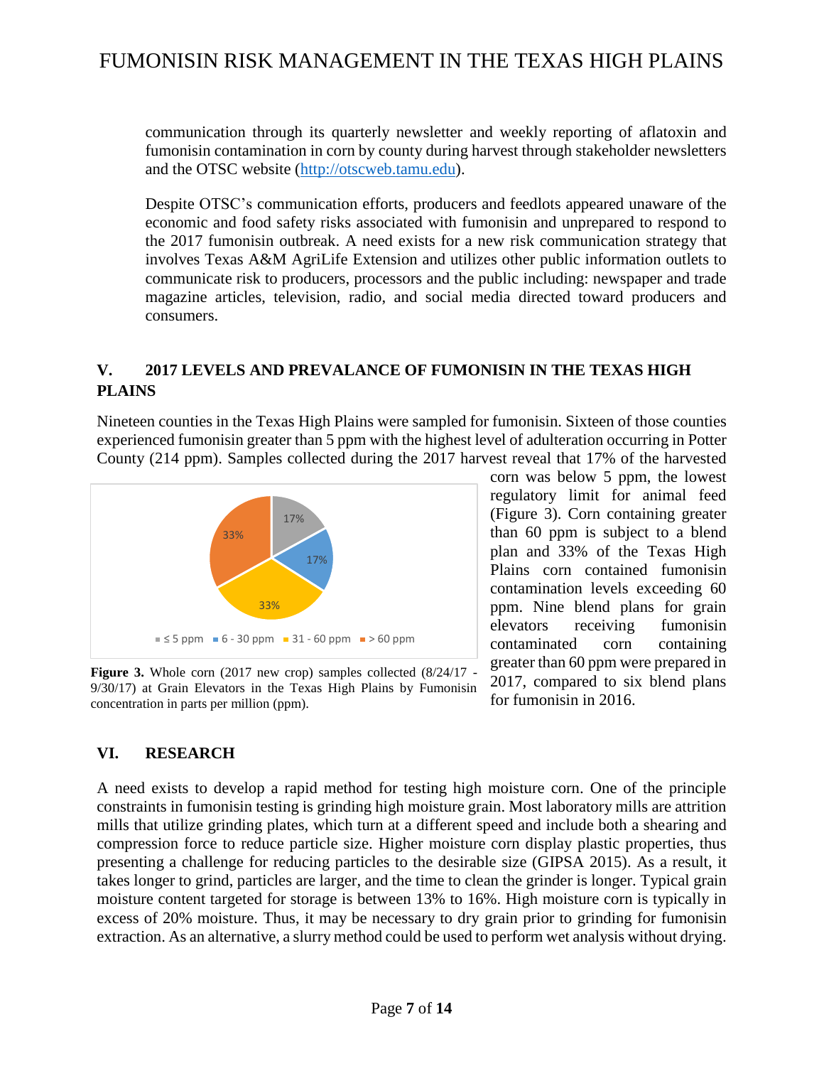communication through its quarterly newsletter and weekly reporting of aflatoxin and fumonisin contamination in corn by county during harvest through stakeholder newsletters and the OTSC website (http://otscweb.tamu.edu).

Despite OTSC's communication efforts, producers and feedlots appeared unaware of the economic and food safety risks associated with fumonisin and unprepared to respond to the 2017 fumonisin outbreak. A need exists for a new risk communication strategy that involves Texas A&M AgriLife Extension and utilizes other public information outlets to communicate risk to producers, processors and the public including: newspaper and trade magazine articles, television, radio, and social media directed toward producers and consumers.

## V. 2017 LEVELS AND PREVALANCE OF FUMONISIN IN THE TEXAS HIGH PLAINS

Nineteen counties in the Texas High Plains were sampled for fumonisin. Sixteen of those counties experienced fumonisin greater than 5 ppm with the highest level of adulteration occurring in Potter County (214 ppm). Samples collected during the 2017 harvest reveal that 17% of the harvested corn was below 5 ppm, the lowest regulatory limit for animal feed (Figure 3). Corn containing greater than 60 ppm is subject to a blend plan and 33% of the Texas High Plains corn contained fumonisin contamination levels exceeding 60 ppm. Nine blend plans for grain elevators receiving fumonisin contaminated corn containing greater than 60 ppm were prepared in 2017, compared to six blend plans for fumonisin in 2016.

| Fumonisin concentration | Percent of samples |
|---|---|
| ≤ 5 ppm | 17% |
| 6 - 30 ppm | 17% |
| 31 - 60 ppm | 33% |
| > 60 ppm | 33% |

**Figure 3.** Whole corn (2017 new crop) samples collected (8/24/17 - 9/30/17) at Grain Elevators in the Texas High Plains by Fumonisin concentration in parts per million (ppm).

## VI. RESEARCH

A need exists to develop a rapid method for testing high moisture corn. One of the principle constraints in fumonisin testing is grinding high moisture grain. Most laboratory mills are attrition mills that utilize grinding plates, which turn at a different speed and include both a shearing and compression force to reduce particle size. Higher moisture corn display plastic properties, thus presenting a challenge for reducing particles to the desirable size (GIPSA 2015). As a result, it takes longer to grind, particles are larger, and the time to clean the grinder is longer. Typical grain moisture content targeted for storage is between 13% to 16%. High moisture corn is typically in excess of 20% moisture. Thus, it may be necessary to dry grain prior to grinding for fumonisin extraction. As an alternative, a slurry method could be used to perform wet analysis without drying.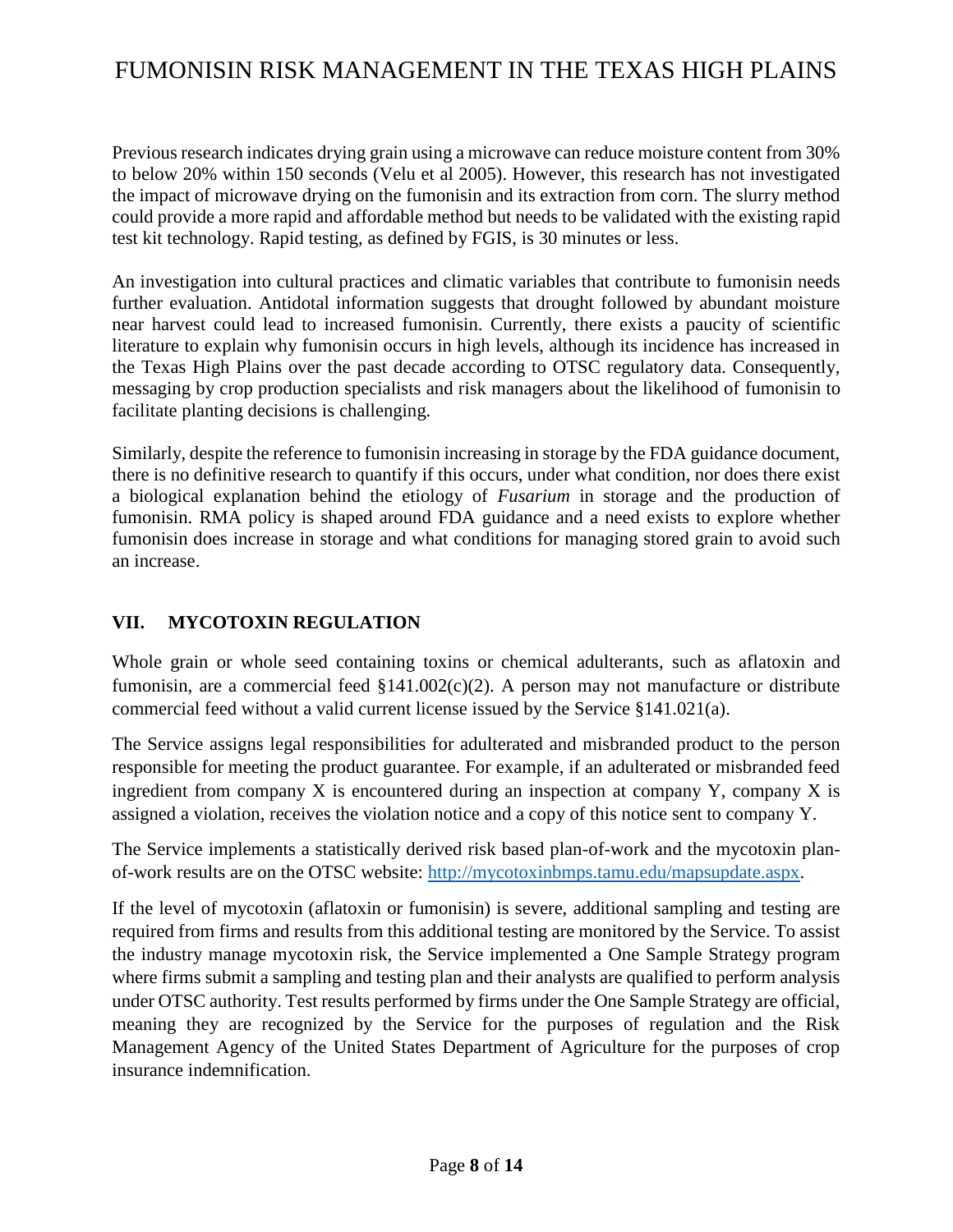Previous research indicates drying grain using a microwave can reduce moisture content from 30% to below 20% within 150 seconds (Velu et al 2005). However, this research has not investigated the impact of microwave drying on the fumonisin and its extraction from corn. The slurry method could provide a more rapid and affordable method but needs to be validated with the existing rapid test kit technology. Rapid testing, as defined by FGIS, is 30 minutes or less.

An investigation into cultural practices and climatic variables that contribute to fumonisin needs further evaluation. Antidotal information suggests that drought followed by abundant moisture near harvest could lead to increased fumonisin. Currently, there exists a paucity of scientific literature to explain why fumonisin occurs in high levels, although its incidence has increased in the Texas High Plains over the past decade according to OTSC regulatory data. Consequently, messaging by crop production specialists and risk managers about the likelihood of fumonisin to facilitate planting decisions is challenging.

Similarly, despite the reference to fumonisin increasing in storage by the FDA guidance document, there is no definitive research to quantify if this occurs, under what condition, nor does there exist a biological explanation behind the etiology of *Fusarium* in storage and the production of fumonisin. RMA policy is shaped around FDA guidance and a need exists to explore whether fumonisin does increase in storage and what conditions for managing stored grain to avoid such an increase.

## VII. MYCOTOXIN REGULATION

Whole grain or whole seed containing toxins or chemical adulterants, such as aflatoxin and fumonisin, are a commercial feed §141.002(c)(2). A person may not manufacture or distribute commercial feed without a valid current license issued by the Service §141.021(a).

The Service assigns legal responsibilities for adulterated and misbranded product to the person responsible for meeting the product guarantee. For example, if an adulterated or misbranded feed ingredient from company X is encountered during an inspection at company Y, company X is assigned a violation, receives the violation notice and a copy of this notice sent to company Y.

The Service implements a statistically derived risk based plan-of-work and the mycotoxin plan-of-work results are on the OTSC website: [http://mycotoxinbmps.tamu.edu/mapsupdate.aspx](http://mycotoxinbmps.tamu.edu/mapsupdate.aspx).

If the level of mycotoxin (aflatoxin or fumonisin) is severe, additional sampling and testing are required from firms and results from this additional testing are monitored by the Service. To assist the industry manage mycotoxin risk, the Service implemented a One Sample Strategy program where firms submit a sampling and testing plan and their analysts are qualified to perform analysis under OTSC authority. Test results performed by firms under the One Sample Strategy are official, meaning they are recognized by the Service for the purposes of regulation and the Risk Management Agency of the United States Department of Agriculture for the purposes of crop insurance indemnification.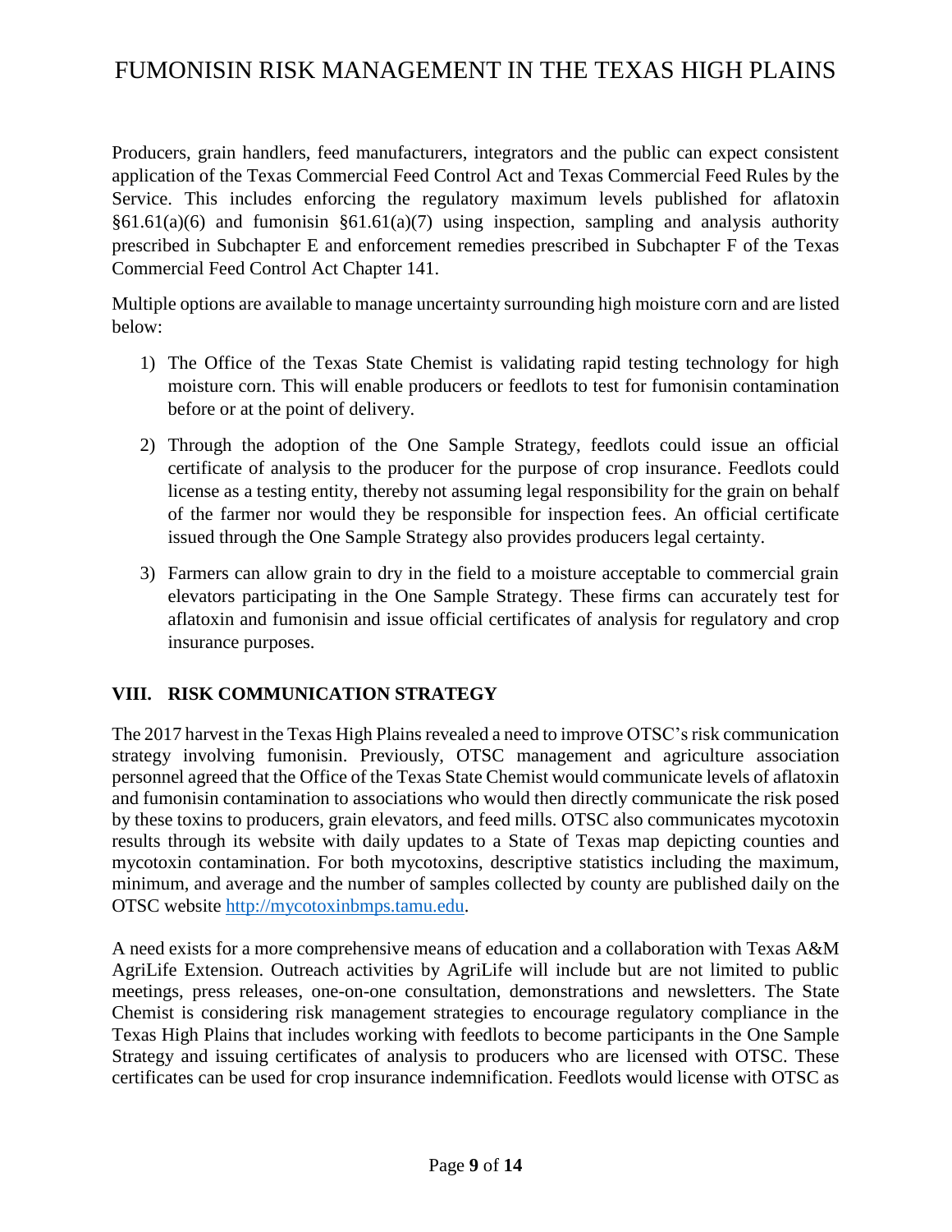Producers, grain handlers, feed manufacturers, integrators and the public can expect consistent application of the Texas Commercial Feed Control Act and Texas Commercial Feed Rules by the Service. This includes enforcing the regulatory maximum levels published for aflatoxin §61.61(a)(6) and fumonisin §61.61(a)(7) using inspection, sampling and analysis authority prescribed in Subchapter E and enforcement remedies prescribed in Subchapter F of the Texas Commercial Feed Control Act Chapter 141.

Multiple options are available to manage uncertainty surrounding high moisture corn and are listed below:

1) The Office of the Texas State Chemist is validating rapid testing technology for high moisture corn. This will enable producers or feedlots to test for fumonisin contamination before or at the point of delivery.
2) Through the adoption of the One Sample Strategy, feedlots could issue an official certificate of analysis to the producer for the purpose of crop insurance. Feedlots could license as a testing entity, thereby not assuming legal responsibility for the grain on behalf of the farmer nor would they be responsible for inspection fees. An official certificate issued through the One Sample Strategy also provides producers legal certainty.
3) Farmers can allow grain to dry in the field to a moisture acceptable to commercial grain elevators participating in the One Sample Strategy. These firms can accurately test for aflatoxin and fumonisin and issue official certificates of analysis for regulatory and crop insurance purposes.

## VIII. RISK COMMUNICATION STRATEGY

The 2017 harvest in the Texas High Plains revealed a need to improve OTSC's risk communication strategy involving fumonisin. Previously, OTSC management and agriculture association personnel agreed that the Office of the Texas State Chemist would communicate levels of aflatoxin and fumonisin contamination to associations who would then directly communicate the risk posed by these toxins to producers, grain elevators, and feed mills. OTSC also communicates mycotoxin results through its website with daily updates to a State of Texas map depicting counties and mycotoxin contamination. For both mycotoxins, descriptive statistics including the maximum, minimum, and average and the number of samples collected by county are published daily on the OTSC website http://mycotoxinbmps.tamu.edu.

A need exists for a more comprehensive means of education and a collaboration with Texas A&M AgriLife Extension. Outreach activities by AgriLife will include but are not limited to public meetings, press releases, one-on-one consultation, demonstrations and newsletters. The State Chemist is considering risk management strategies to encourage regulatory compliance in the Texas High Plains that includes working with feedlots to become participants in the One Sample Strategy and issuing certificates of analysis to producers who are licensed with OTSC. These certificates can be used for crop insurance indemnification. Feedlots would license with OTSC as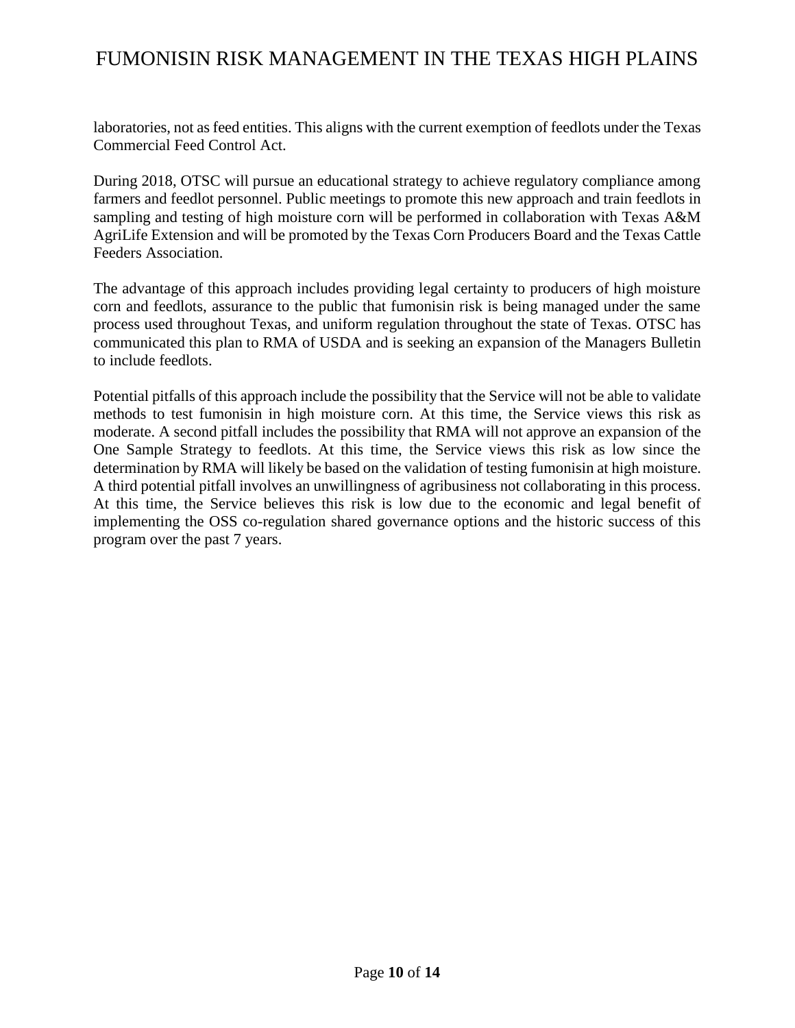laboratories, not as feed entities. This aligns with the current exemption of feedlots under the Texas Commercial Feed Control Act.

During 2018, OTSC will pursue an educational strategy to achieve regulatory compliance among farmers and feedlot personnel. Public meetings to promote this new approach and train feedlots in sampling and testing of high moisture corn will be performed in collaboration with Texas A&M AgriLife Extension and will be promoted by the Texas Corn Producers Board and the Texas Cattle Feeders Association.

The advantage of this approach includes providing legal certainty to producers of high moisture corn and feedlots, assurance to the public that fumonisin risk is being managed under the same process used throughout Texas, and uniform regulation throughout the state of Texas. OTSC has communicated this plan to RMA of USDA and is seeking an expansion of the Managers Bulletin to include feedlots.

Potential pitfalls of this approach include the possibility that the Service will not be able to validate methods to test fumonisin in high moisture corn. At this time, the Service views this risk as moderate. A second pitfall includes the possibility that RMA will not approve an expansion of the One Sample Strategy to feedlots. At this time, the Service views this risk as low since the determination by RMA will likely be based on the validation of testing fumonisin at high moisture. A third potential pitfall involves an unwillingness of agribusiness not collaborating in this process. At this time, the Service believes this risk is low due to the economic and legal benefit of implementing the OSS co-regulation shared governance options and the historic success of this program over the past 7 years.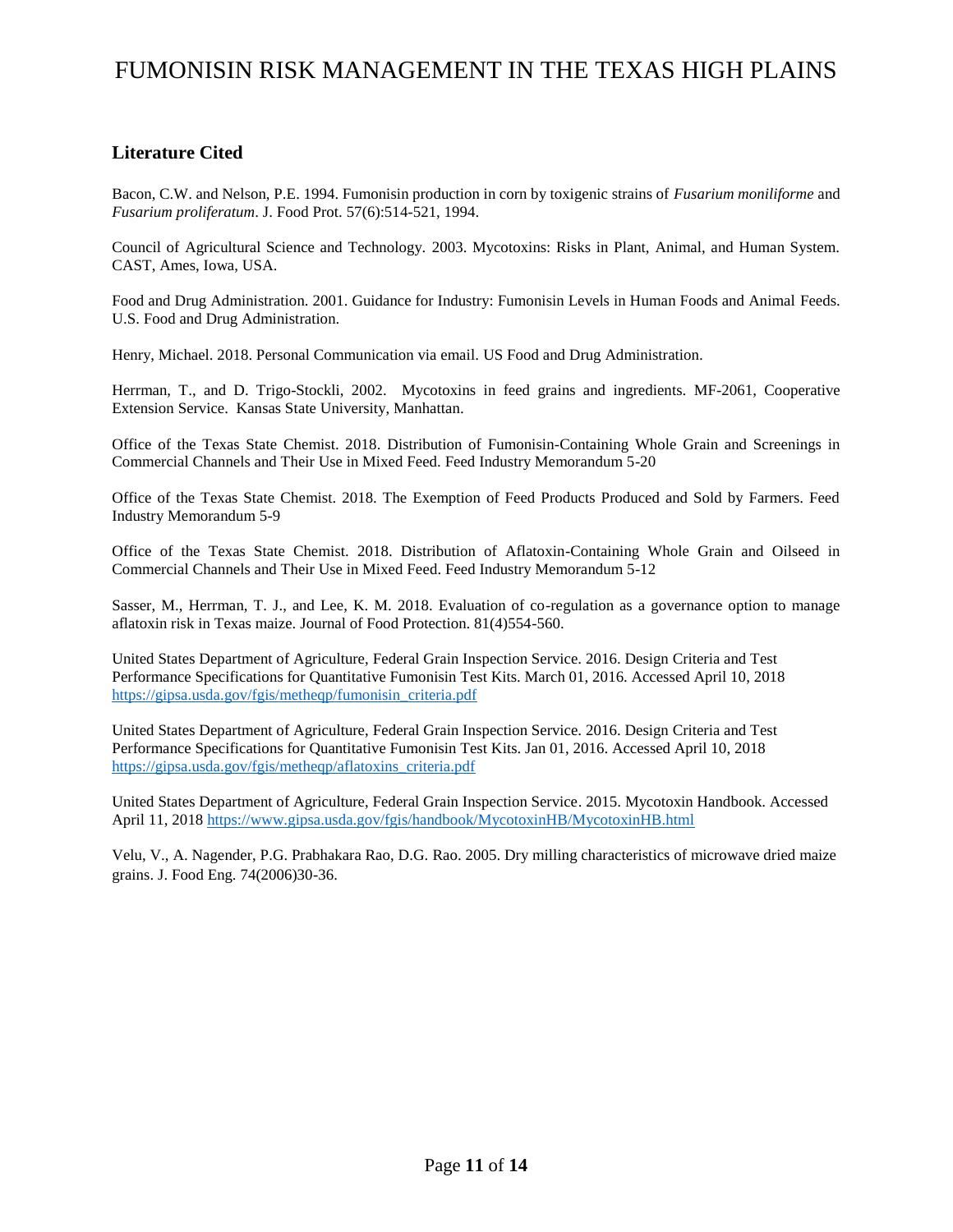## Literature Cited

Bacon, C.W. and Nelson, P.E. 1994. Fumonisin production in corn by toxigenic strains of *Fusarium moniliforme* and *Fusarium proliferatum*. J. Food Prot. 57(6):514-521, 1994.

Council of Agricultural Science and Technology. 2003. Mycotoxins: Risks in Plant, Animal, and Human System. CAST, Ames, Iowa, USA.

Food and Drug Administration. 2001. Guidance for Industry: Fumonisin Levels in Human Foods and Animal Feeds. U.S. Food and Drug Administration.

Henry, Michael. 2018. Personal Communication via email. US Food and Drug Administration.

Herrman, T., and D. Trigo-Stockli, 2002. Mycotoxins in feed grains and ingredients. MF-2061, Cooperative Extension Service. Kansas State University, Manhattan.

Office of the Texas State Chemist. 2018. Distribution of Fumonisin-Containing Whole Grain and Screenings in Commercial Channels and Their Use in Mixed Feed. Feed Industry Memorandum 5-20

Office of the Texas State Chemist. 2018. The Exemption of Feed Products Produced and Sold by Farmers. Feed Industry Memorandum 5-9

Office of the Texas State Chemist. 2018. Distribution of Aflatoxin-Containing Whole Grain and Oilseed in Commercial Channels and Their Use in Mixed Feed. Feed Industry Memorandum 5-12

Sasser, M., Herrman, T. J., and Lee, K. M. 2018. Evaluation of co-regulation as a governance option to manage aflatoxin risk in Texas maize. Journal of Food Protection. 81(4)554-560.

United States Department of Agriculture, Federal Grain Inspection Service. 2016. Design Criteria and Test Performance Specifications for Quantitative Fumonisin Test Kits. March 01, 2016. Accessed April 10, 2018 https://gipsa.usda.gov/fgis/metheqp/fumonisin_criteria.pdf

United States Department of Agriculture, Federal Grain Inspection Service. 2016. Design Criteria and Test Performance Specifications for Quantitative Fumonisin Test Kits. Jan 01, 2016. Accessed April 10, 2018 https://gipsa.usda.gov/fgis/metheqp/aflatoxins_criteria.pdf

United States Department of Agriculture, Federal Grain Inspection Service. 2015. Mycotoxin Handbook. Accessed April 11, 2018 https://www.gipsa.usda.gov/fgis/handbook/MycotoxinHB/MycotoxinHB.html

Velu, V., A. Nagender, P.G. Prabhakara Rao, D.G. Rao. 2005. Dry milling characteristics of microwave dried maize grains. J. Food Eng. 74(2006)30-36.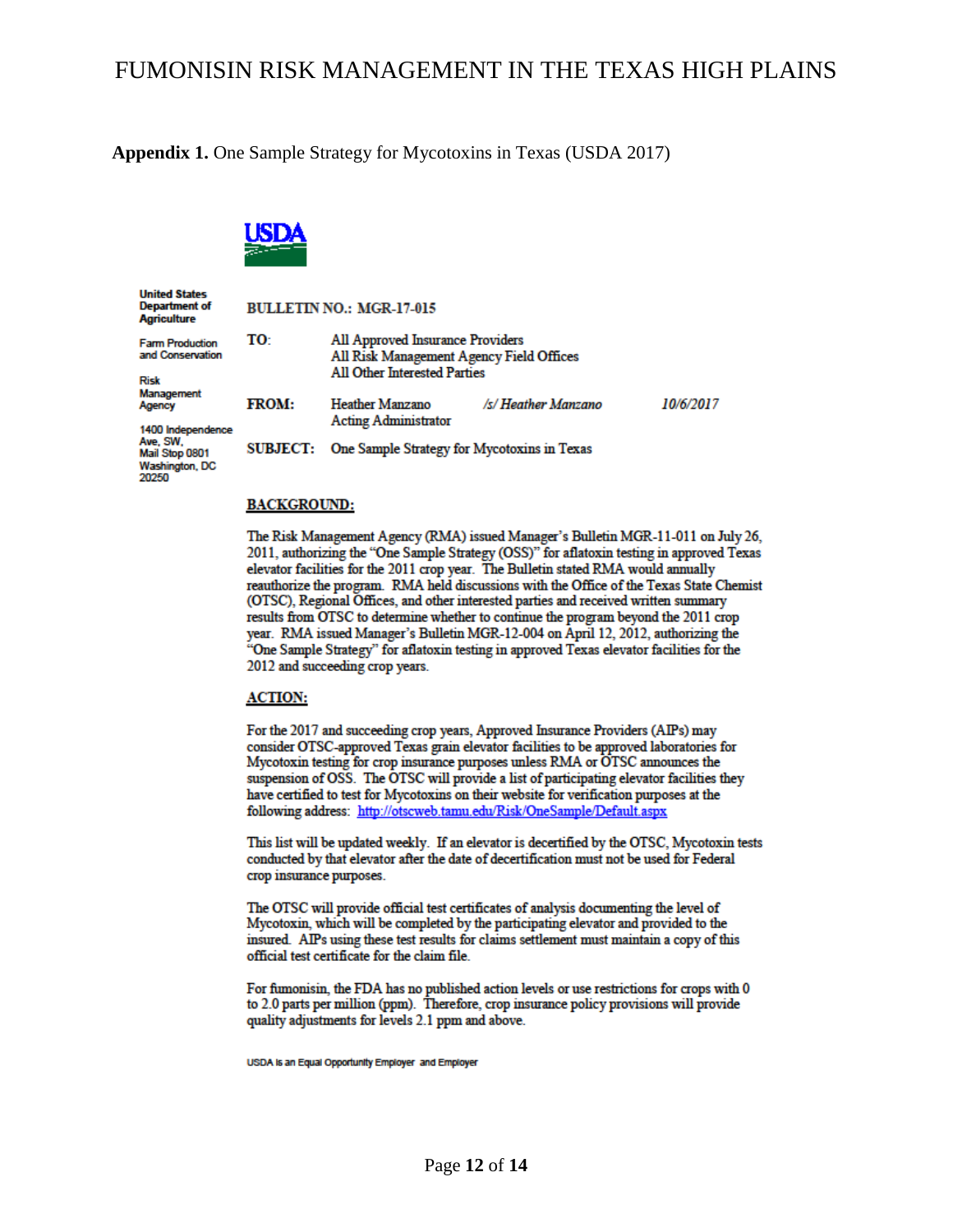**Appendix 1.** One Sample Strategy for Mycotoxins in Texas (USDA 2017)

USDA

United States Department of Agriculture

Farm Production and Conservation

Risk Management Agency

1400 Independence Ave, SW, Mail Stop 0801 Washington, DC 20250

**BULLETIN NO.: MGR-17-015**

**TO:** All Approved Insurance Providers
All Risk Management Agency Field Offices
All Other Interested Parties

**FROM:** Heather Manzano
Acting Administrator
*/s/ Heather Manzano* *10/6/2017*

**SUBJECT:** One Sample Strategy for Mycotoxins in Texas

**BACKGROUND:**

The Risk Management Agency (RMA) issued Manager's Bulletin MGR-11-011 on July 26, 2011, authorizing the "One Sample Strategy (OSS)" for aflatoxin testing in approved Texas elevator facilities for the 2011 crop year. The Bulletin stated RMA would annually reauthorize the program. RMA held discussions with the Office of the Texas State Chemist (OTSC), Regional Offices, and other interested parties and received written summary results from OTSC to determine whether to continue the program beyond the 2011 crop year. RMA issued Manager's Bulletin MGR-12-004 on April 12, 2012, authorizing the "One Sample Strategy" for aflatoxin testing in approved Texas elevator facilities for the 2012 and succeeding crop years.

**ACTION:**

For the 2017 and succeeding crop years, Approved Insurance Providers (AIPs) may consider OTSC-approved Texas grain elevator facilities to be approved laboratories for Mycotoxin testing for crop insurance purposes unless RMA or OTSC announces the suspension of OSS. The OTSC will provide a list of participating elevator facilities they have certified to test for Mycotoxins on their website for verification purposes at the following address: http://otscweb.tamu.edu/Risk/OneSample/Default.aspx

This list will be updated weekly. If an elevator is decertified by the OTSC, Mycotoxin tests conducted by that elevator after the date of decertification must not be used for Federal crop insurance purposes.

The OTSC will provide official test certificates of analysis documenting the level of Mycotoxin, which will be completed by the participating elevator and provided to the insured. AIPs using these test results for claims settlement must maintain a copy of this official test certificate for the claim file.

For fumonisin, the FDA has no published action levels or use restrictions for crops with 0 to 2.0 parts per million (ppm). Therefore, crop insurance policy provisions will provide quality adjustments for levels 2.1 ppm and above.

USDA is an Equal Opportunity Employer and Employer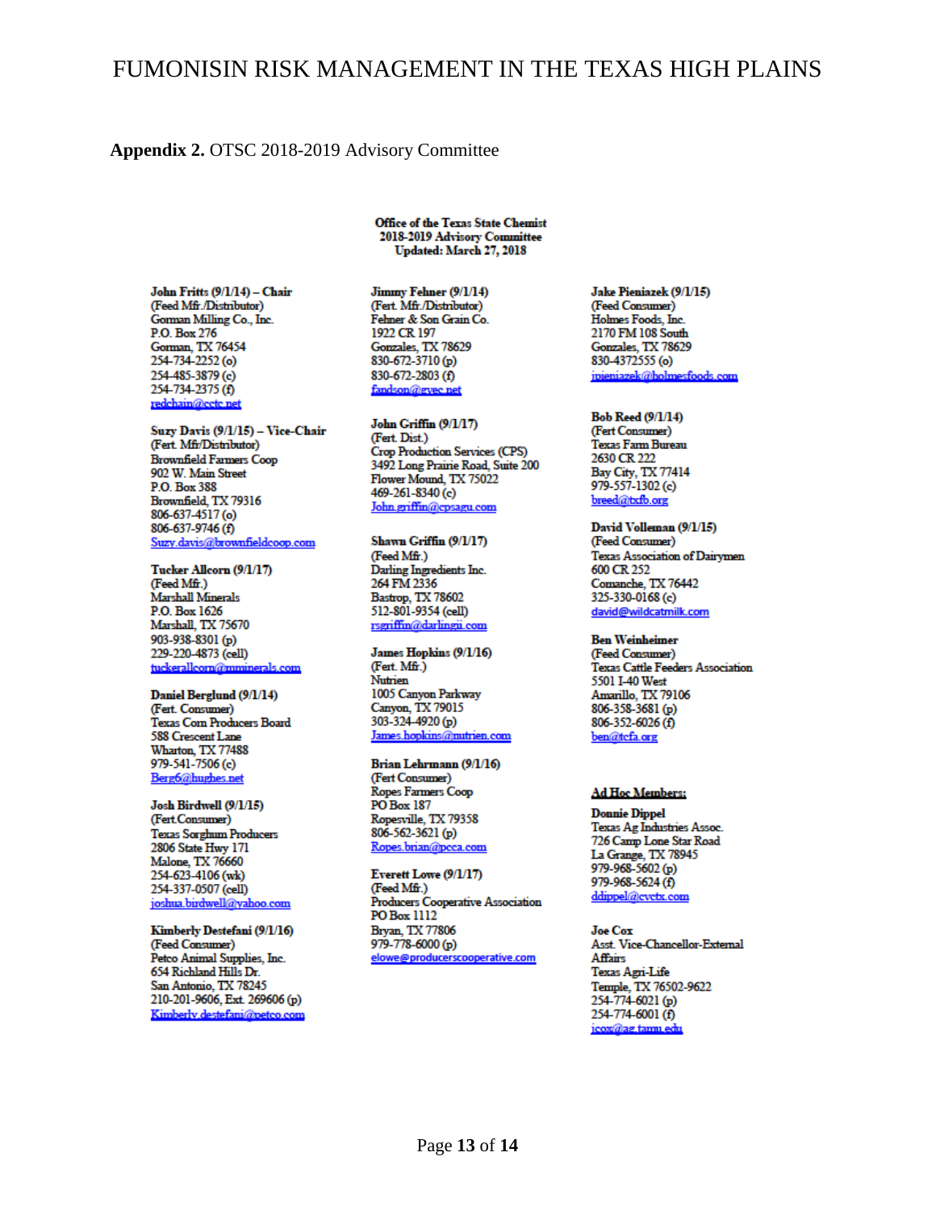**Appendix 2.** OTSC 2018-2019 Advisory Committee

**Office of the Texas State Chemist**
**2018-2019 Advisory Committee**
**Updated: March 27, 2018**

**John Fritts (9/1/14) – Chair**
(Feed Mfr./Distributor)
Gorman Milling Co., Inc.
P.O. Box 276
Gorman, TX 76454
254-734-2252 (o)
254-485-3879 (c)
254-734-2375 (f)
redchain@cctc.net

**Suzy Davis (9/1/15) – Vice-Chair**
(Fert. Mfr/Distributor)
Brownfield Farmers Coop
902 W. Main Street
P.O. Box 388
Brownfield, TX 79316
806-637-4517 (o)
806-637-9746 (f)
Suzy.davis@brownfieldcoop.com

**Tucker Allcorn (9/1/17)**
(Feed Mfr.)
Marshall Minerals
P.O. Box 1626
Marshall, TX 75670
903-938-8301 (p)
229-220-4873 (cell)
tuckerallcorn@mminerals.com

**Daniel Berglund (9/1/14)**
(Fert. Consumer)
Texas Corn Producers Board
588 Crescent Lane
Wharton, TX 77488
979-541-7506 (c)
Berg6@hughes.net

**Josh Birdwell (9/1/15)**
(Fert.Consumer)
Texas Sorghum Producers
2806 State Hwy 171
Malone, TX 76660
254-623-4106 (wk)
254-337-0507 (cell)
joshua.birdwell@yahoo.com

**Kimberly Destefani (9/1/16)**
(Feed Consumer)
Petco Animal Supplies, Inc.
654 Richland Hills Dr.
San Antonio, TX 78245
210-201-9606, Ext. 269606 (p)
Kimberly.destefani@petco.com

**Jimmy Fehner (9/1/14)**
(Fert. Mfr./Distributor)
Fehner & Son Grain Co.
1922 CR 197
Gonzales, TX 78629
830-672-3710 (p)
830-672-2803 (f)
fandson@gvec.net

**John Griffin (9/1/17)**
(Fert. Dist.)
Crop Production Services (CPS)
3492 Long Prairie Road, Suite 200
Flower Mound, TX 75022
469-261-8340 (c)
John.griffin@cpsagu.com

**Shawn Griffin (9/1/17)**
(Feed Mfr.)
Darling Ingredients Inc.
264 FM 2336
Bastrop, TX 78602
512-801-9354 (cell)
rsgriffin@darlingii.com

**James Hopkins (9/1/16)**
(Fert. Mfr.)
Nutrien
1005 Canyon Parkway
Canyon, TX 79015
303-324-4920 (p)
James.hopkins@nutrien.com

**Brian Lehrmann (9/1/16)**
(Fert Consumer)
Ropes Farmers Coop
PO Box 187
Ropesville, TX 79358
806-562-3621 (p)
Ropes.brian@pcca.com

**Everett Lowe (9/1/17)**
(Feed Mfr.)
Producers Cooperative Association
PO Box 1112
Bryan, TX 77806
979-778-6000 (p)
elowe@producerscooperative.com

**Jake Pieniazek (9/1/15)**
(Feed Consumer)
Holmes Foods, Inc.
2170 FM 108 South
Gonzales, TX 78629
830-4372555 (o)
jpieniazek@holmesfoods.com

**Bob Reed (9/1/14)**
(Fert Consumer)
Texas Farm Bureau
2630 CR 222
Bay City, TX 77414
979-557-1302 (c)
breed@txfb.org

**David Volleman (9/1/15)**
(Feed Consumer)
Texas Association of Dairymen
600 CR 252
Comanche, TX 76442
325-330-0168 (c)
david@wildcatmilk.com

**Ben Weinheimer**
(Feed Consumer)
Texas Cattle Feeders Association
5501 I-40 West
Amarillo, TX 79106
806-358-3681 (p)
806-352-6026 (f)
ben@tcfa.org

**Ad Hoc Members:**

**Donnie Dippel**
Texas Ag Industries Assoc.
726 Camp Lone Star Road
La Grange, TX 78945
979-968-5602 (p)
979-968-5624 (f)
ddippel@cvctx.com

**Joe Cox**
Asst. Vice-Chancellor-External Affairs
Texas Agri-Life
Temple, TX 76502-9622
254-774-6021 (p)
254-774-6001 (f)
jcox@ag.tamu.edu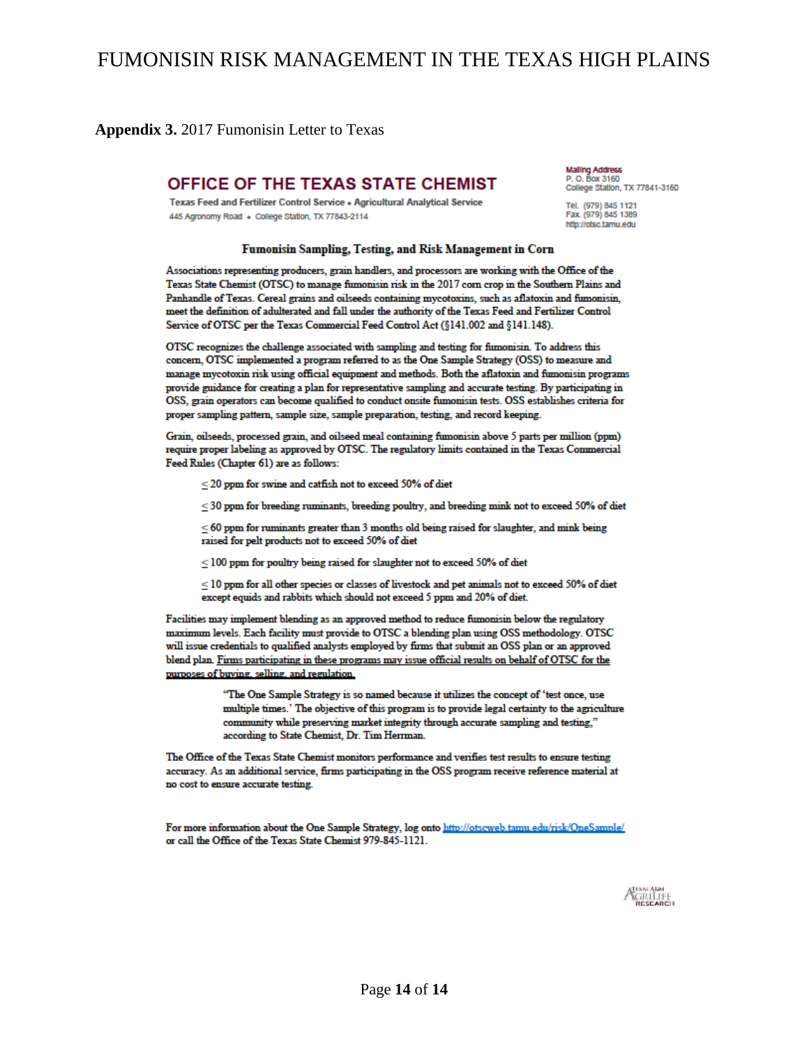**Appendix 3.** 2017 Fumonisin Letter to Texas

## OFFICE OF THE TEXAS STATE CHEMIST

Texas Feed and Fertilizer Control Service • Agricultural Analytical Service
445 Agronomy Road • College Station, TX 77843-2114

Mailing Address
P. O. Box 3160
College Station, TX 77841-3160

Tel. (979) 845 1121
Fax. (979) 845 1389
http://otsc.tamu.edu

### Fumonisin Sampling, Testing, and Risk Management in Corn

Associations representing producers, grain handlers, and processors are working with the Office of the Texas State Chemist (OTSC) to manage fumonisin risk in the 2017 corn crop in the Southern Plains and Panhandle of Texas. Cereal grains and oilseeds containing mycotoxins, such as aflatoxin and fumonisin, meet the definition of adulterated and fall under the authority of the Texas Feed and Fertilizer Control Service of OTSC per the Texas Commercial Feed Control Act (§141.002 and §141.148).

OTSC recognizes the challenge associated with sampling and testing for fumonisin. To address this concern, OTSC implemented a program referred to as the One Sample Strategy (OSS) to measure and manage mycotoxin risk using official equipment and methods. Both the aflatoxin and fumonisin programs provide guidance for creating a plan for representative sampling and accurate testing. By participating in OSS, grain operators can become qualified to conduct onsite fumonisin tests. OSS establishes criteria for proper sampling pattern, sample size, sample preparation, testing, and record keeping.

Grain, oilseeds, processed grain, and oilseed meal containing fumonisin above 5 parts per million (ppm) require proper labeling as approved by OTSC. The regulatory limits contained in the Texas Commercial Feed Rules (Chapter 61) are as follows:

- ≤ 20 ppm for swine and catfish not to exceed 50% of diet
- ≤ 30 ppm for breeding ruminants, breeding poultry, and breeding mink not to exceed 50% of diet
- ≤ 60 ppm for ruminants greater than 3 months old being raised for slaughter, and mink being raised for pelt products not to exceed 50% of diet
- ≤ 100 ppm for poultry being raised for slaughter not to exceed 50% of diet
- ≤ 10 ppm for all other species or classes of livestock and pet animals not to exceed 50% of diet except equids and rabbits which should not exceed 5 ppm and 20% of diet.

Facilities may implement blending as an approved method to reduce fumonisin below the regulatory maximum levels. Each facility must provide to OTSC a blending plan using OSS methodology. OTSC will issue credentials to qualified analysts employed by firms that submit an OSS plan or an approved blend plan. Firms participating in these programs may issue official results on behalf of OTSC for the purposes of buying, selling, and regulation.

> "The One Sample Strategy is so named because it utilizes the concept of 'test once, use multiple times.' The objective of this program is to provide legal certainty to the agriculture community while preserving market integrity through accurate sampling and testing," according to State Chemist, Dr. Tim Herrman.

The Office of the Texas State Chemist monitors performance and verifies test results to ensure testing accuracy. As an additional service, firms participating in the OSS program receive reference material at no cost to ensure accurate testing.

For more information about the One Sample Strategy, log onto http://otscweb.tamu.edu/risk/OneSample/ or call the Office of the Texas State Chemist 979-845-1121.

Texas A&M AgriLife Research